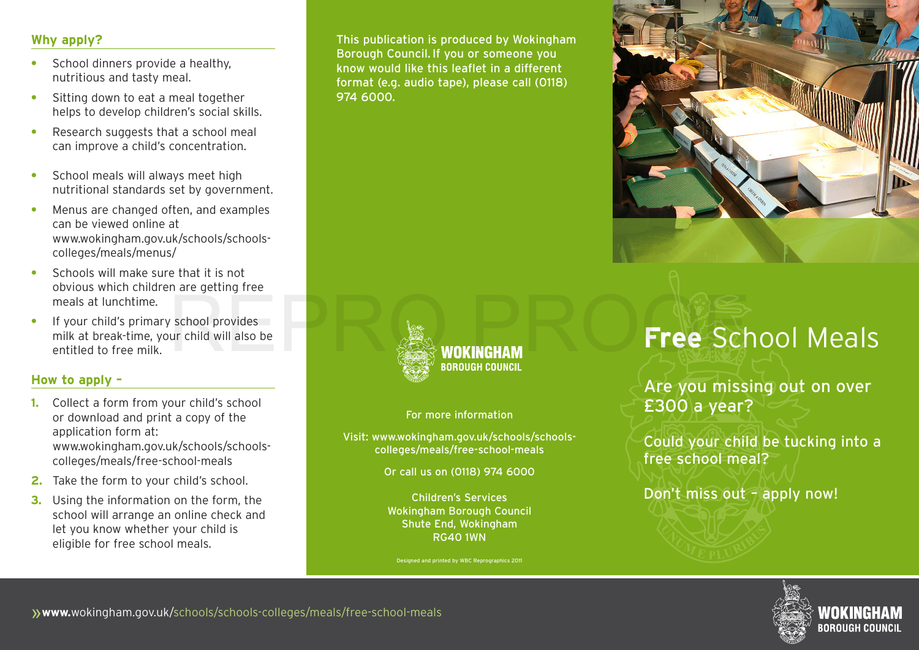## Why apply?

- School dinners provide a healthy, nutritious and tasty meal.
- Sitting down to eat a meal together helps to develop children's social skills.
- Research suggests that a school meal can improve a child's concentration.
- School meals will always meet high nutritional standards set by government.
- Menus are changed often, and examples can be viewed online at www.wokingham.gov.uk/schools/schools-colleges/meals/menus/
- Schools will make sure that it is not obvious which children are getting free meals at lunchtime.
- If your child's primary school provides milk at break-time, your child will also be entitled to free milk.

## How to apply –

1. Collect a form from your child's school or download and print a copy of the application form at: www.wokingham.gov.uk/schools/schools-colleges/meals/free-school-meals
2. Take the form to your child's school.
3. Using the information on the form, the school will arrange an online check and let you know whether your child is eligible for free school meals.

This publication is produced by Wokingham Borough Council. If you or someone you know would like this leaflet in a different format (e.g. audio tape), please call (0118) 974 6000.

REPRO PROOF

WOKINGHAM BOROUGH COUNCIL

For more information

Visit: www.wokingham.gov.uk/schools/schools-colleges/meals/free-school-meals

Or call us on (0118) 974 6000

Children's Services
Wokingham Borough Council
Shute End, Wokingham
RG40 1WN

Designed and printed by WBC Reprographics 2011

# **Free** School Meals

Are you missing out on over £300 a year?

Could your child be tucking into a free school meal?

Don't miss out – apply now!

» **www.**wokingham.gov.uk/schools/schools-colleges/meals/free-school-meals

WOKINGHAM BOROUGH COUNCIL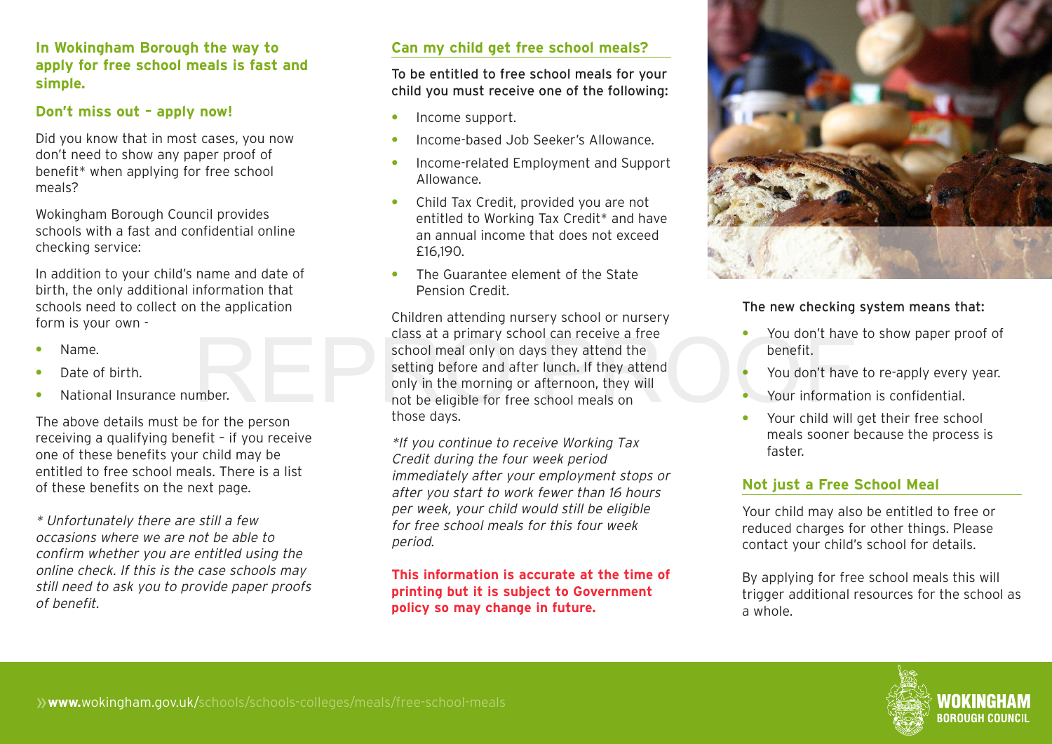## In Wokingham Borough the way to apply for free school meals is fast and simple.

### Don't miss out – apply now!

Did you know that in most cases, you now don't need to show any paper proof of benefit* when applying for free school meals?

Wokingham Borough Council provides schools with a fast and confidential online checking service:

In addition to your child's name and date of birth, the only additional information that schools need to collect on the application form is your own -

- Name.
- Date of birth.
- National Insurance number.

The above details must be for the person receiving a qualifying benefit – if you receive one of these benefits your child may be entitled to free school meals. There is a list of these benefits on the next page.

*\* Unfortunately there are still a few occasions where we are not be able to confirm whether you are entitled using the online check. If this is the case schools may still need to ask you to provide paper proofs of benefit.*

### Can my child get free school meals?

To be entitled to free school meals for your child you must receive one of the following:

- Income support.
- Income-based Job Seeker's Allowance.
- Income-related Employment and Support Allowance.
- Child Tax Credit, provided you are not entitled to Working Tax Credit* and have an annual income that does not exceed £16,190.
- The Guarantee element of the State Pension Credit.

Children attending nursery school or nursery class at a primary school can receive a free school meal only on days they attend the setting before and after lunch. If they attend only in the morning or afternoon, they will not be eligible for free school meals on those days.

*\*If you continue to receive Working Tax Credit during the four week period immediately after your employment stops or after you start to work fewer than 16 hours per week, your child would still be eligible for free school meals for this four week period.*

**This information is accurate at the time of printing but it is subject to Government policy so may change in future.**

The new checking system means that:

- You don't have to show paper proof of benefit.
- You don't have to re-apply every year.
- Your information is confidential.
- Your child will get their free school meals sooner because the process is faster.

### Not just a Free School Meal

Your child may also be entitled to free or reduced charges for other things. Please contact your child's school for details.

By applying for free school meals this will trigger additional resources for the school as a whole.

www.wokingham.gov.uk/schools/schools-colleges/meals/free-school-meals

WOKINGHAM BOROUGH COUNCIL